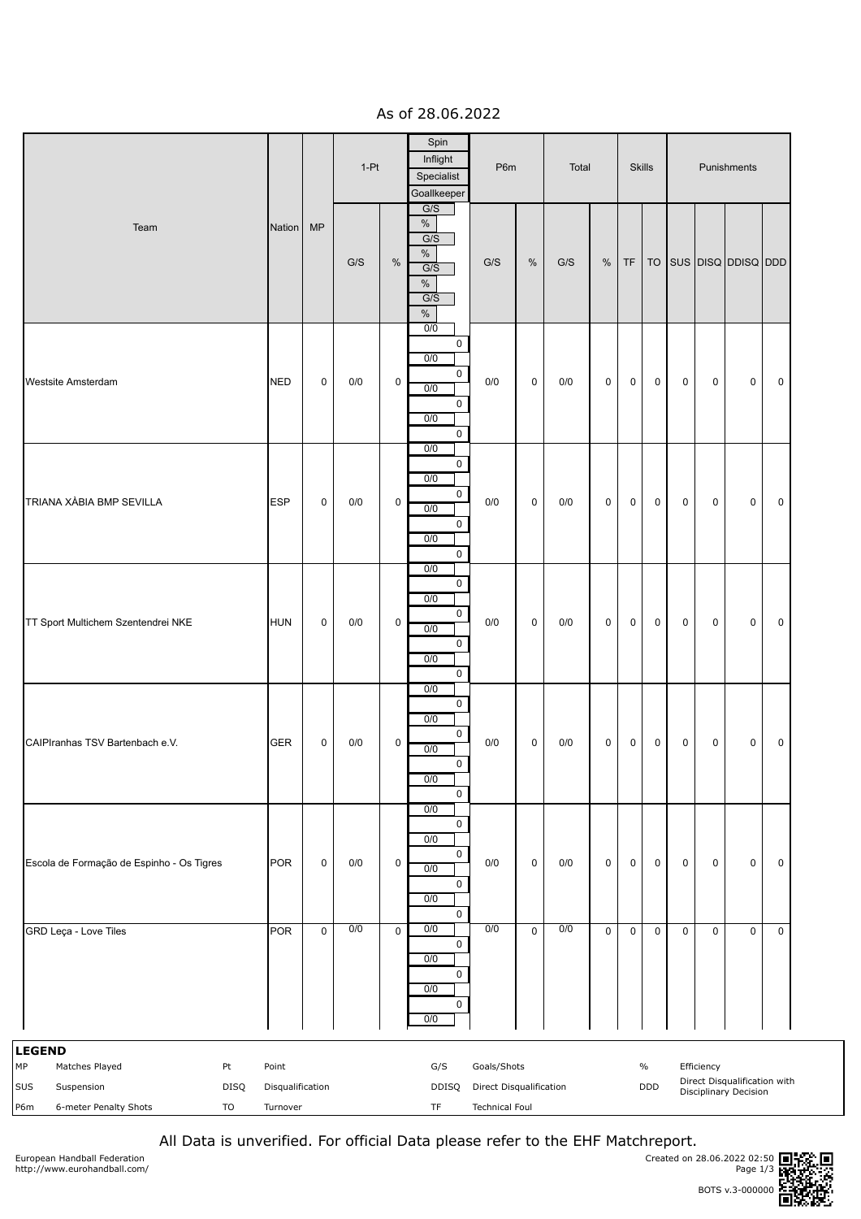As of 28.06.2022

| Team | Nation | MP | 1-Pt | | Spin / Inflight / Specialist / Goallkeeper | P6m | | Total | | Skills | | Punishments | | | |
|---|---|---|---|---|---|---|---|---|---|---|---|---|---|---|---|
| | | | G/S | % | G/S % G/S % G/S % G/S % | G/S | % | G/S | % | TF | TO | SUS | DISQ | DDISQ | DDD |
| Westsite Amsterdam | NED | 0 | 0/0 | 0 | 0/0 0 0/0 0 0/0 0 0/0 0 | 0/0 | 0 | 0/0 | 0 | 0 | 0 | 0 | 0 | 0 | 0 |
| TRIANA XÀBIA BMP SEVILLA | ESP | 0 | 0/0 | 0 | 0/0 0 0/0 0 0/0 0 0/0 0 | 0/0 | 0 | 0/0 | 0 | 0 | 0 | 0 | 0 | 0 | 0 |
| TT Sport Multichem Szentendrei NKE | HUN | 0 | 0/0 | 0 | 0/0 0 0/0 0 0/0 0 0/0 0 | 0/0 | 0 | 0/0 | 0 | 0 | 0 | 0 | 0 | 0 | 0 |
| CAIPIranhas TSV Bartenbach e.V. | GER | 0 | 0/0 | 0 | 0/0 0 0/0 0 0/0 0 0/0 0 | 0/0 | 0 | 0/0 | 0 | 0 | 0 | 0 | 0 | 0 | 0 |
| Escola de Formação de Espinho - Os Tigres | POR | 0 | 0/0 | 0 | 0/0 0 0/0 0 0/0 0 0/0 0 | 0/0 | 0 | 0/0 | 0 | 0 | 0 | 0 | 0 | 0 | 0 |
| GRD Leça - Love Tiles | POR | 0 | 0/0 | 0 | 0/0 0 0/0 0 0/0 0 0/0 | 0/0 | 0 | 0/0 | 0 | 0 | 0 | 0 | 0 | 0 | 0 |

**LEGEND**

| | | | | | | | |
|---|---|---|---|---|---|---|---|
| MP | Matches Played | Pt | Point | G/S | Goals/Shots | % | Efficiency |
| SUS | Suspension | DISQ | Disqualification | DDISQ | Direct Disqualification | DDD | Direct Disqualification with Disciplinary Decision |
| P6m | 6-meter Penalty Shots | TO | Turnover | TF | Technical Foul | | |

All Data is unverified. For official Data please refer to the EHF Matchreport.

European Handball Federation
http://www.eurohandball.com/

Created on 28.06.2022 02:50

BOTS v.3-000000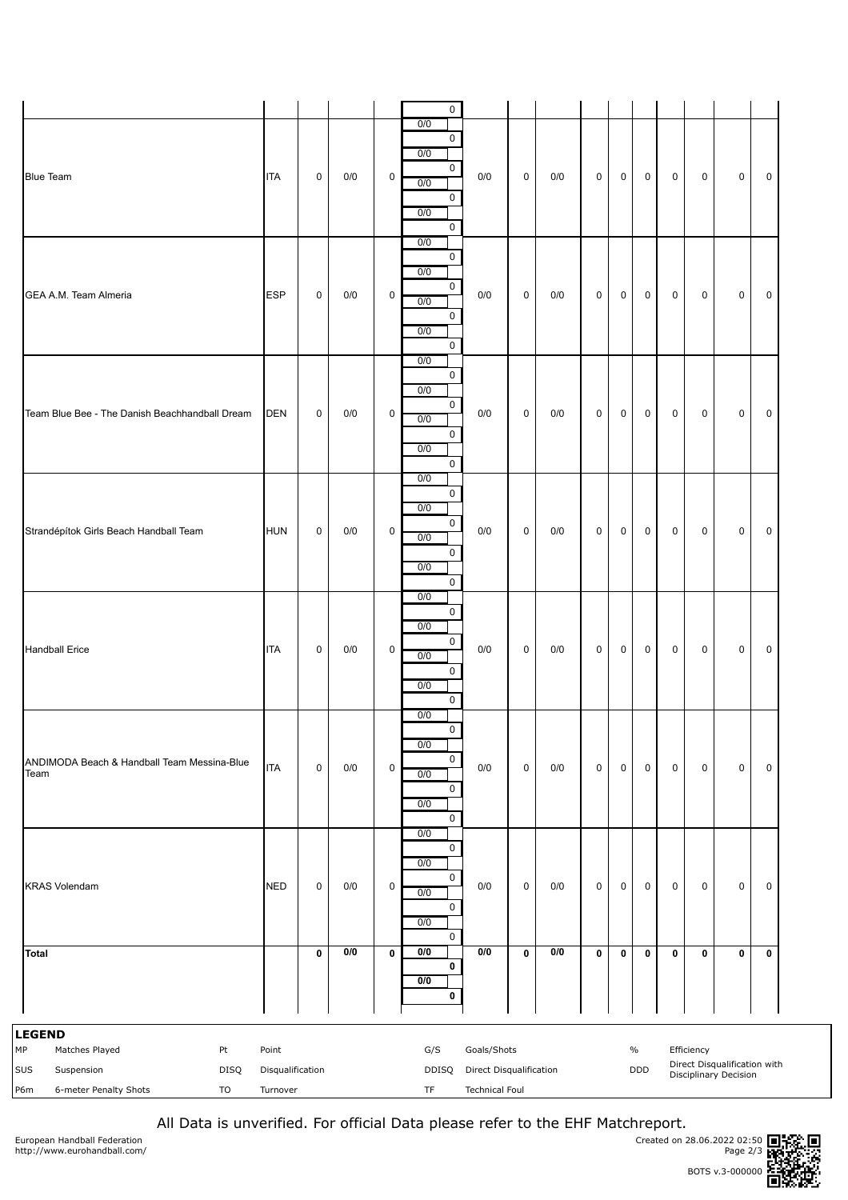| | | | | | | | | | | | | | | | | |
|---|---|---|---|---|---|---|---|---|---|---|---|---|---|---|---|---|
| | | | | | 0 | | | | | | | | | | | |
| Blue Team | ITA | 0 | 0/0 | 0 | 0/0<br>0<br>0/0<br>0<br>0/0<br>0<br>0/0<br>0 | 0/0 | 0 | 0/0 | 0 | 0 | 0 | 0 | 0 | 0 | 0 | |
| GEA A.M. Team Almeria | ESP | 0 | 0/0 | 0 | 0/0<br>0<br>0/0<br>0<br>0/0<br>0<br>0/0<br>0 | 0/0 | 0 | 0/0 | 0 | 0 | 0 | 0 | 0 | 0 | 0 | |
| Team Blue Bee - The Danish Beachhandball Dream | DEN | 0 | 0/0 | 0 | 0/0<br>0<br>0/0<br>0<br>0/0<br>0<br>0/0<br>0 | 0/0 | 0 | 0/0 | 0 | 0 | 0 | 0 | 0 | 0 | 0 | |
| Strandépítok Girls Beach Handball Team | HUN | 0 | 0/0 | 0 | 0/0<br>0<br>0/0<br>0<br>0/0<br>0<br>0/0<br>0 | 0/0 | 0 | 0/0 | 0 | 0 | 0 | 0 | 0 | 0 | 0 | |
| Handball Erice | ITA | 0 | 0/0 | 0 | 0/0<br>0<br>0/0<br>0<br>0/0<br>0<br>0/0<br>0 | 0/0 | 0 | 0/0 | 0 | 0 | 0 | 0 | 0 | 0 | 0 | |
| ANDIMODA Beach & Handball Team Messina-Blue Team | ITA | 0 | 0/0 | 0 | 0/0<br>0<br>0/0<br>0<br>0/0<br>0<br>0/0<br>0 | 0/0 | 0 | 0/0 | 0 | 0 | 0 | 0 | 0 | 0 | 0 | |
| KRAS Volendam | NED | 0 | 0/0 | 0 | 0/0<br>0<br>0/0<br>0<br>0/0<br>0<br>0/0<br>0 | 0/0 | 0 | 0/0 | 0 | 0 | 0 | 0 | 0 | 0 | 0 | |
| **Total** | | **0** | **0/0** | **0** | **0/0**<br>**0**<br>**0/0**<br>**0** | **0/0** | **0** | **0/0** | **0** | **0** | **0** | **0** | **0** | **0** | **0** | |

**LEGEND**

| | | | | | | | |
|---|---|---|---|---|---|---|---|
| MP | Matches Played | Pt | Point | G/S | Goals/Shots | % | Efficiency |
| SUS | Suspension | DISQ | Disqualification | DDISQ | Direct Disqualification | DDD | Direct Disqualification with Disciplinary Decision |
| P6m | 6-meter Penalty Shots | TO | Turnover | TF | Technical Foul | | |

All Data is unverified. For official Data please refer to the EHF Matchreport.

European Handball Federation
http://www.eurohandball.com/

Created on 28.06.2022 02:50
BOTS v.3-000000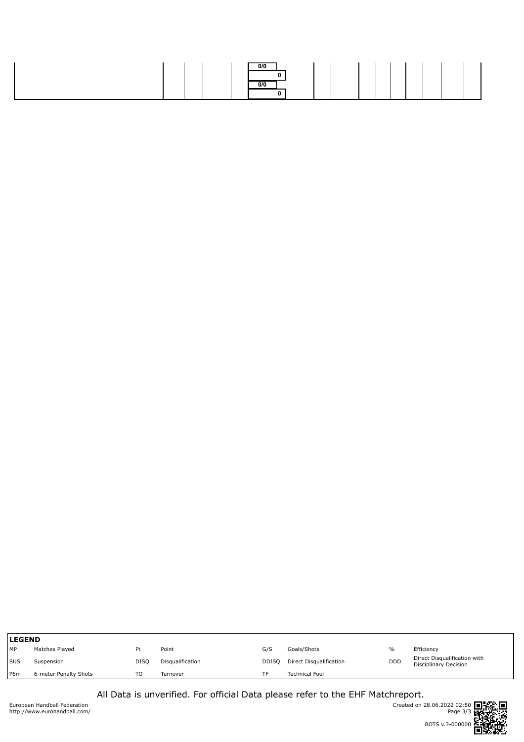| | | | | | | | | | | | | | | | |
|---|---|---|---|---|---|---|---|---|---|---|---|---|---|---|---|
| | | | | | 0/0<br>0<br>0/0<br>0 | | | | | | | | | | |

**LEGEND**

| | | | | | | | |
|---|---|---|---|---|---|---|---|
| MP | Matches Played | Pt | Point | G/S | Goals/Shots | % | Efficiency |
| SUS | Suspension | DISQ | Disqualification | DDISQ | Direct Disqualification | DDD | Direct Disqualification with Disciplinary Decision |
| P6m | 6-meter Penalty Shots | TO | Turnover | TF | Technical Foul | | |

All Data is unverified. For official Data please refer to the EHF Matchreport.

European Handball Federation
http://www.eurohandball.com/

Created on 28.06.2022 02:50

BOTS v.3-000000